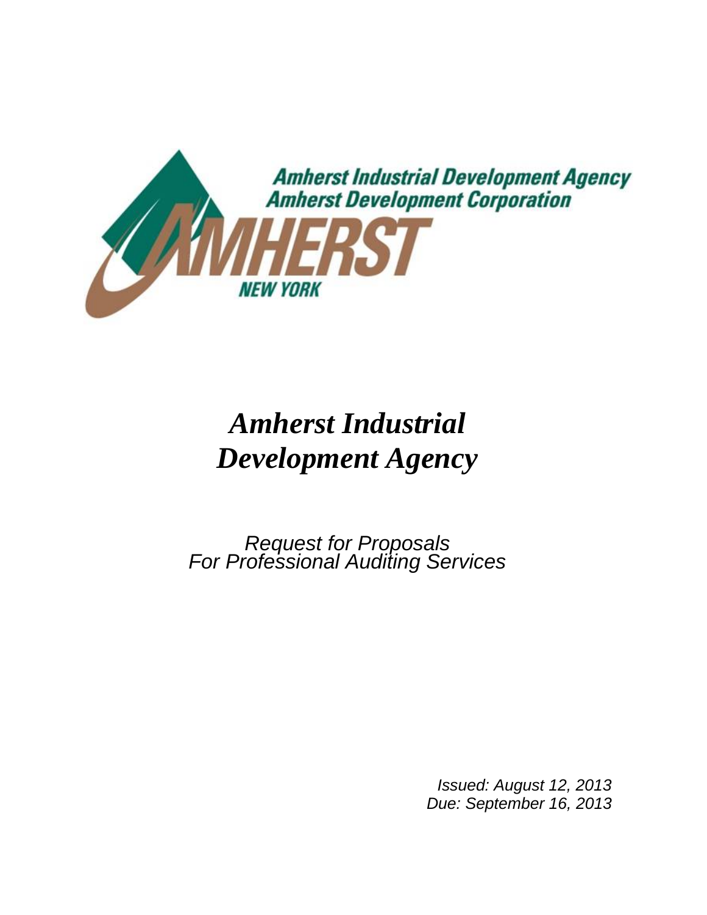Amherst Industrial Development Agency
Amherst Development Corporation

AMHERST NEW YORK

# *Amherst Industrial Development Agency*

*Request for Proposals*
*For Professional Auditing Services*

*Issued: August 12, 2013*
*Due: September 16, 2013*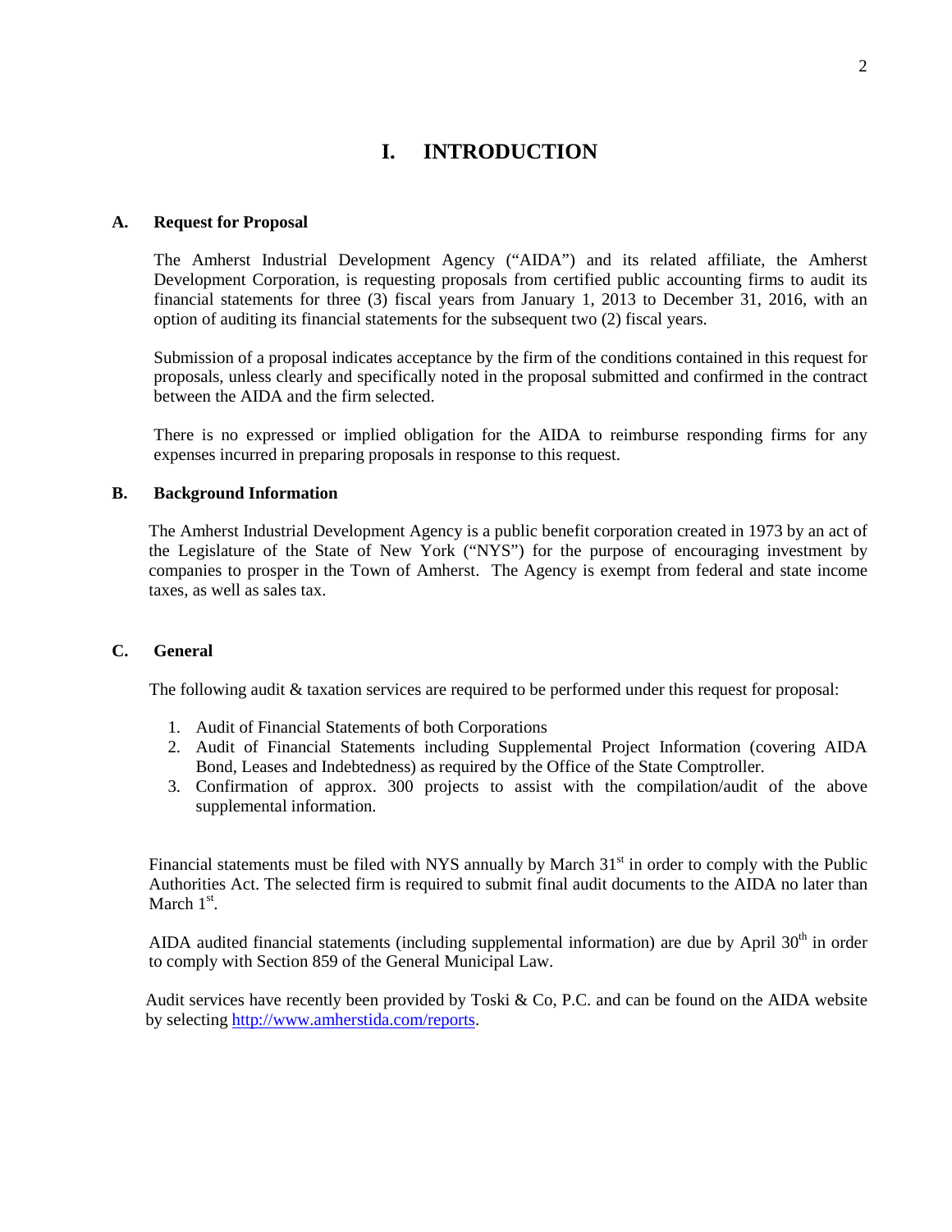# I. INTRODUCTION

## A. Request for Proposal

The Amherst Industrial Development Agency ("AIDA") and its related affiliate, the Amherst Development Corporation, is requesting proposals from certified public accounting firms to audit its financial statements for three (3) fiscal years from January 1, 2013 to December 31, 2016, with an option of auditing its financial statements for the subsequent two (2) fiscal years.

Submission of a proposal indicates acceptance by the firm of the conditions contained in this request for proposals, unless clearly and specifically noted in the proposal submitted and confirmed in the contract between the AIDA and the firm selected.

There is no expressed or implied obligation for the AIDA to reimburse responding firms for any expenses incurred in preparing proposals in response to this request.

## B. Background Information

The Amherst Industrial Development Agency is a public benefit corporation created in 1973 by an act of the Legislature of the State of New York ("NYS") for the purpose of encouraging investment by companies to prosper in the Town of Amherst. The Agency is exempt from federal and state income taxes, as well as sales tax.

## C. General

The following audit & taxation services are required to be performed under this request for proposal:

1. Audit of Financial Statements of both Corporations
2. Audit of Financial Statements including Supplemental Project Information (covering AIDA Bond, Leases and Indebtedness) as required by the Office of the State Comptroller.
3. Confirmation of approx. 300 projects to assist with the compilation/audit of the above supplemental information.

Financial statements must be filed with NYS annually by March 31st in order to comply with the Public Authorities Act. The selected firm is required to submit final audit documents to the AIDA no later than March 1st.

AIDA audited financial statements (including supplemental information) are due by April 30th in order to comply with Section 859 of the General Municipal Law.

Audit services have recently been provided by Toski & Co, P.C. and can be found on the AIDA website by selecting [http://www.amherstida.com/reports](http://www.amherstida.com/reports).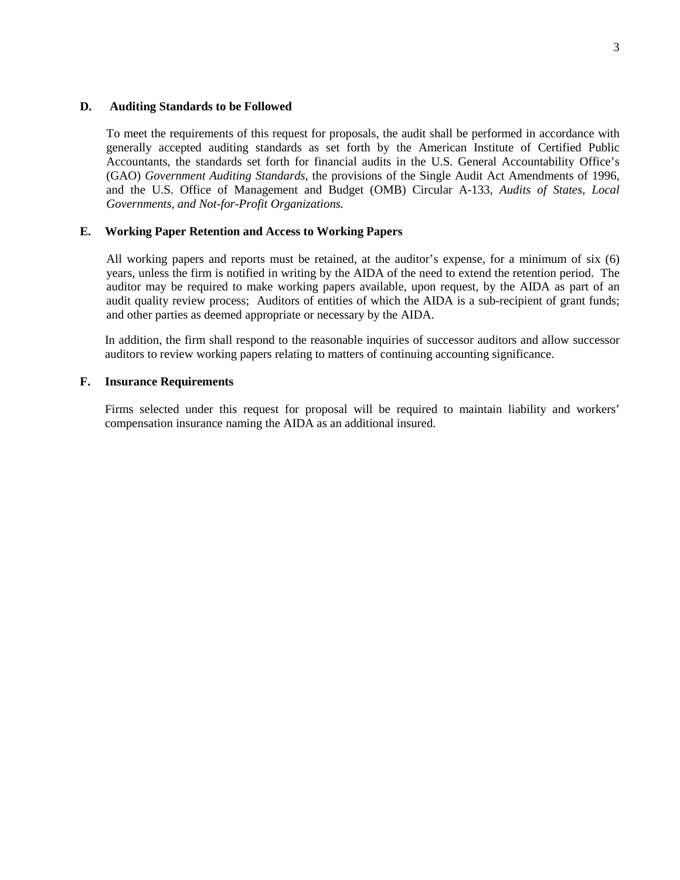### D. Auditing Standards to be Followed

To meet the requirements of this request for proposals, the audit shall be performed in accordance with generally accepted auditing standards as set forth by the American Institute of Certified Public Accountants, the standards set forth for financial audits in the U.S. General Accountability Office's (GAO) *Government Auditing Standards*, the provisions of the Single Audit Act Amendments of 1996, and the U.S. Office of Management and Budget (OMB) Circular A-133, *Audits of States, Local Governments, and Not-for-Profit Organizations.*

### E. Working Paper Retention and Access to Working Papers

All working papers and reports must be retained, at the auditor's expense, for a minimum of six (6) years, unless the firm is notified in writing by the AIDA of the need to extend the retention period. The auditor may be required to make working papers available, upon request, by the AIDA as part of an audit quality review process; Auditors of entities of which the AIDA is a sub-recipient of grant funds; and other parties as deemed appropriate or necessary by the AIDA.

In addition, the firm shall respond to the reasonable inquiries of successor auditors and allow successor auditors to review working papers relating to matters of continuing accounting significance.

### F. Insurance Requirements

Firms selected under this request for proposal will be required to maintain liability and workers' compensation insurance naming the AIDA as an additional insured.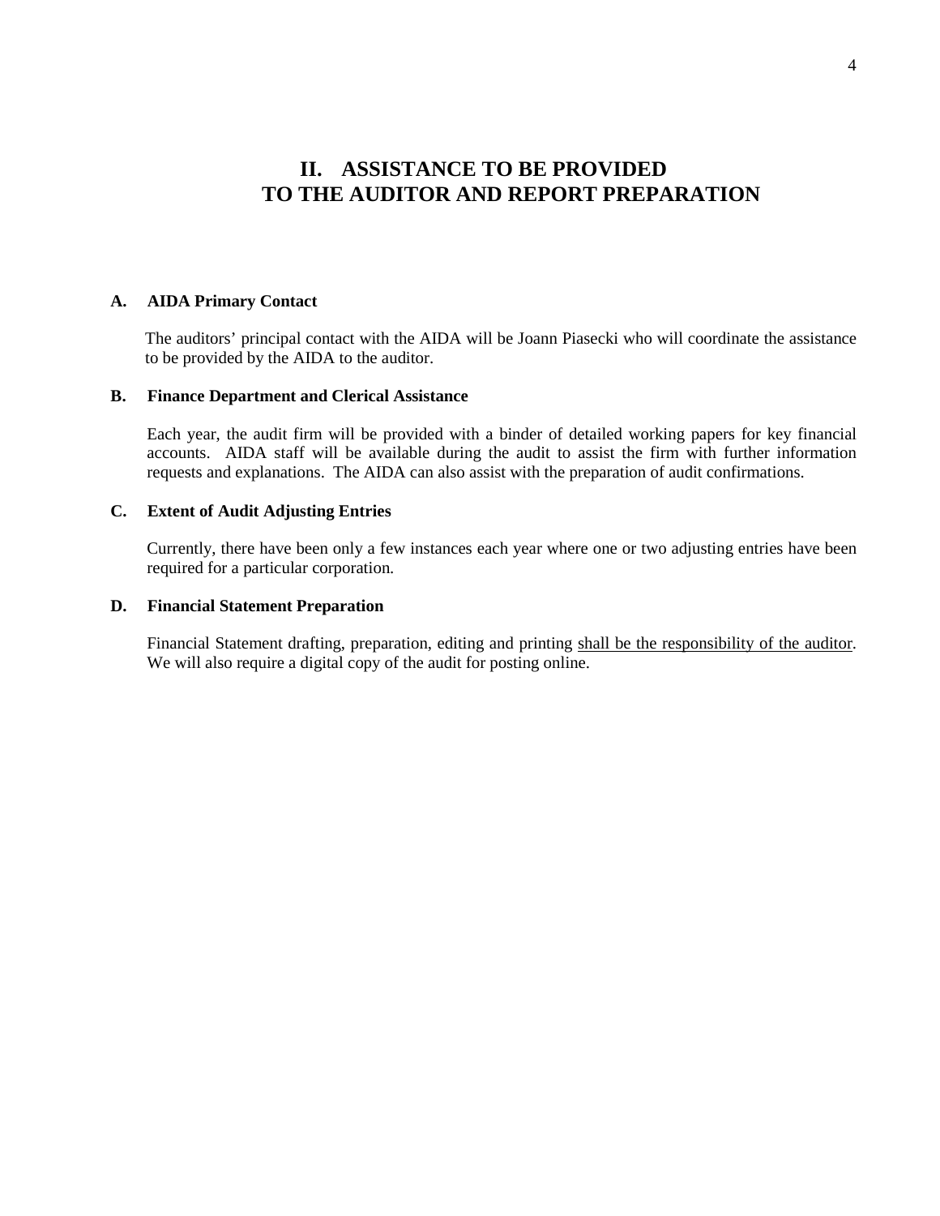## II. ASSISTANCE TO BE PROVIDED TO THE AUDITOR AND REPORT PREPARATION

### A. AIDA Primary Contact

The auditors' principal contact with the AIDA will be Joann Piasecki who will coordinate the assistance to be provided by the AIDA to the auditor.

### B. Finance Department and Clerical Assistance

Each year, the audit firm will be provided with a binder of detailed working papers for key financial accounts. AIDA staff will be available during the audit to assist the firm with further information requests and explanations. The AIDA can also assist with the preparation of audit confirmations.

### C. Extent of Audit Adjusting Entries

Currently, there have been only a few instances each year where one or two adjusting entries have been required for a particular corporation.

### D. Financial Statement Preparation

Financial Statement drafting, preparation, editing and printing <u>shall be the responsibility of the auditor</u>. We will also require a digital copy of the audit for posting online.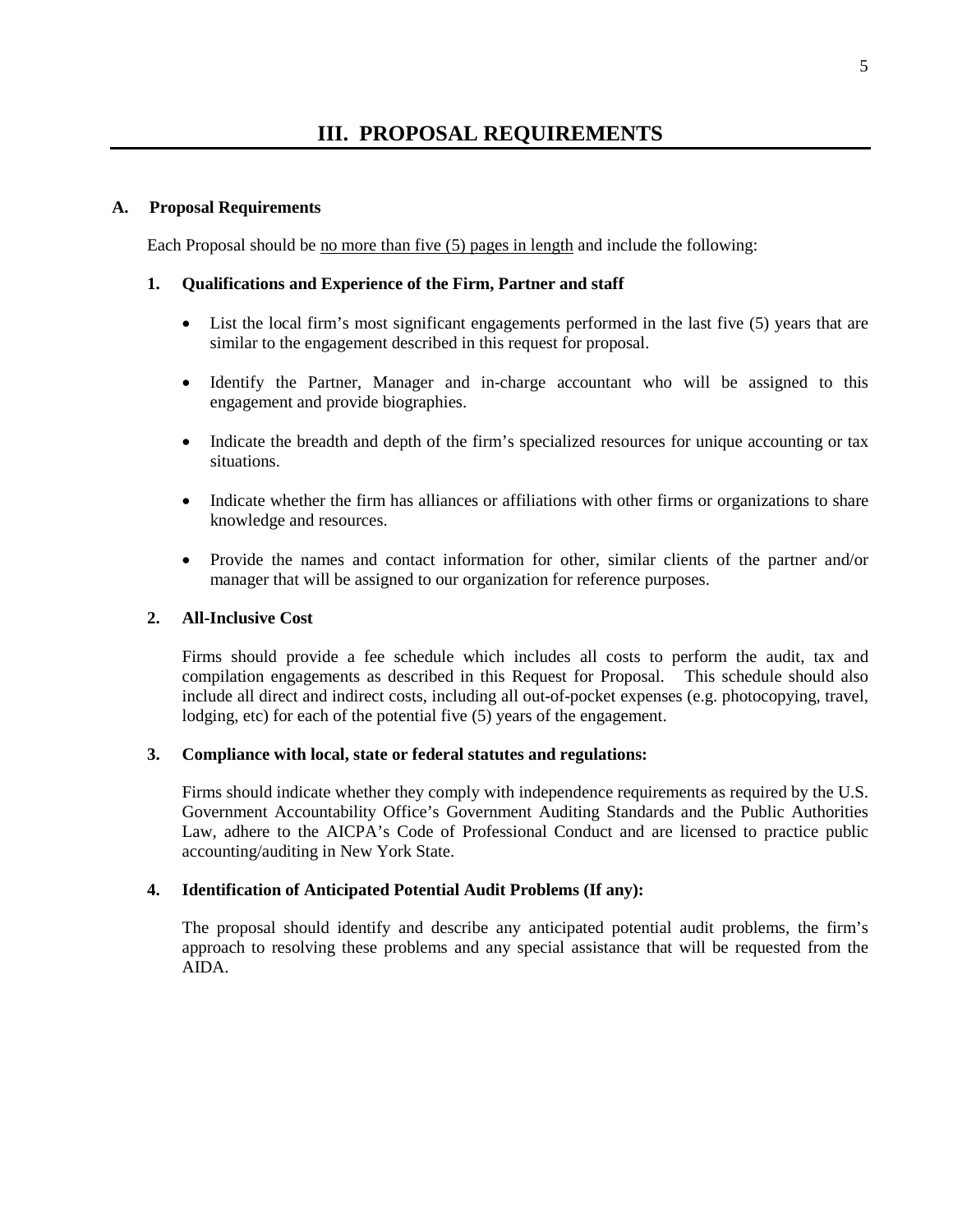# III. PROPOSAL REQUIREMENTS

## A. Proposal Requirements

Each Proposal should be <u>no more than five (5) pages in length</u> and include the following:

### 1. Qualifications and Experience of the Firm, Partner and staff

- List the local firm's most significant engagements performed in the last five (5) years that are similar to the engagement described in this request for proposal.
- Identify the Partner, Manager and in-charge accountant who will be assigned to this engagement and provide biographies.
- Indicate the breadth and depth of the firm's specialized resources for unique accounting or tax situations.
- Indicate whether the firm has alliances or affiliations with other firms or organizations to share knowledge and resources.
- Provide the names and contact information for other, similar clients of the partner and/or manager that will be assigned to our organization for reference purposes.

### 2. All-Inclusive Cost

Firms should provide a fee schedule which includes all costs to perform the audit, tax and compilation engagements as described in this Request for Proposal. This schedule should also include all direct and indirect costs, including all out-of-pocket expenses (e.g. photocopying, travel, lodging, etc) for each of the potential five (5) years of the engagement.

### 3. Compliance with local, state or federal statutes and regulations:

Firms should indicate whether they comply with independence requirements as required by the U.S. Government Accountability Office's Government Auditing Standards and the Public Authorities Law, adhere to the AICPA's Code of Professional Conduct and are licensed to practice public accounting/auditing in New York State.

### 4. Identification of Anticipated Potential Audit Problems (If any):

The proposal should identify and describe any anticipated potential audit problems, the firm's approach to resolving these problems and any special assistance that will be requested from the AIDA.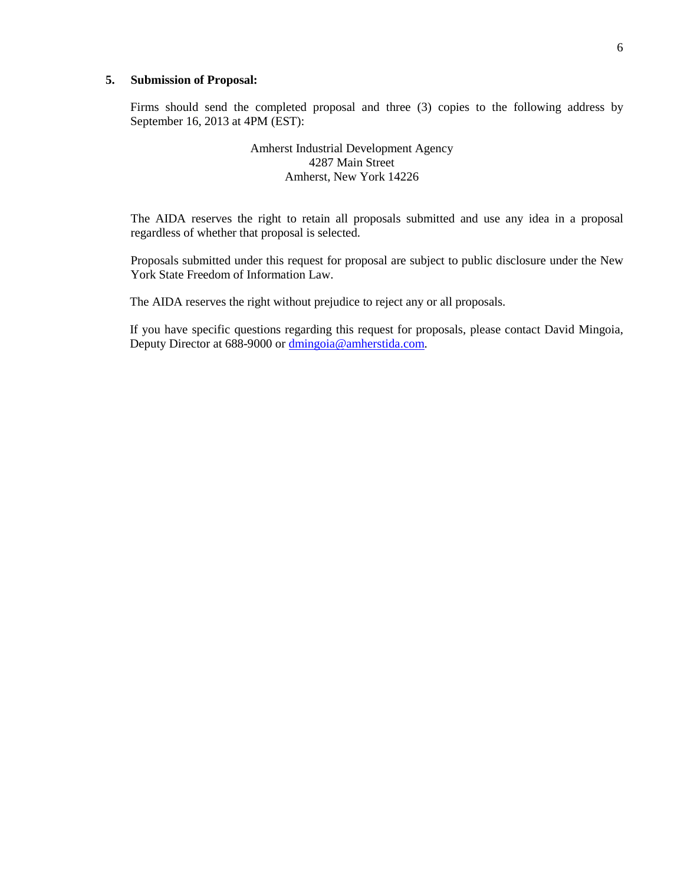**5. Submission of Proposal:**

Firms should send the completed proposal and three (3) copies to the following address by September 16, 2013 at 4PM (EST):

Amherst Industrial Development Agency
4287 Main Street
Amherst, New York 14226

The AIDA reserves the right to retain all proposals submitted and use any idea in a proposal regardless of whether that proposal is selected.

Proposals submitted under this request for proposal are subject to public disclosure under the New York State Freedom of Information Law.

The AIDA reserves the right without prejudice to reject any or all proposals.

If you have specific questions regarding this request for proposals, please contact David Mingoia, Deputy Director at 688-9000 or dmingoia@amherstida.com.